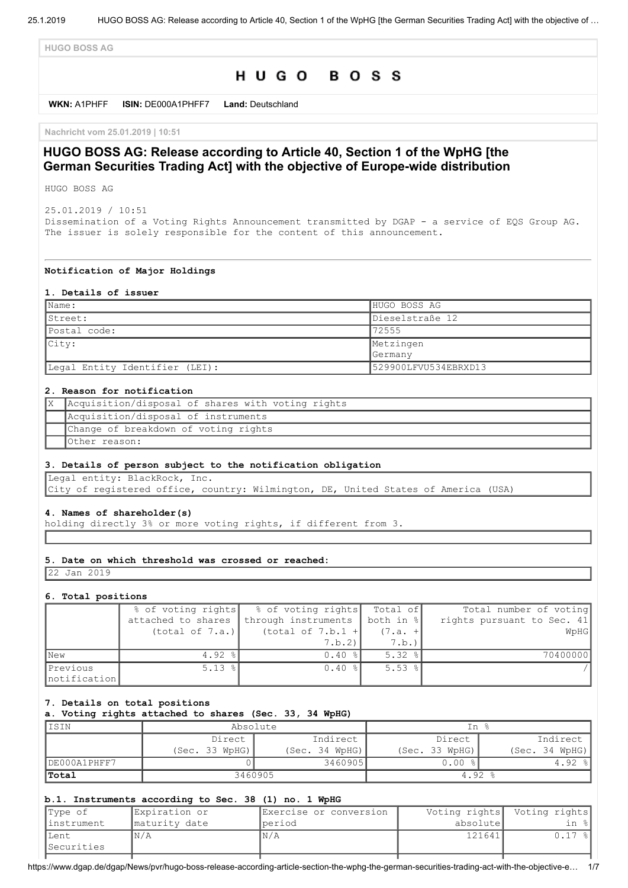HUGO BOSS AG

# HUGO BOSS

**WKN:** A1PHFF **ISIN:** DE000A1PHFF7 **Land:** Deutschland

Nachricht vom 25.01.2019 | 10:51

## HUGO BOSS AG: Release according to Article 40, Section 1 of the WpHG [the German Securities Trading Act] with the objective of Europe-wide distribution

HUGO BOSS AG

25.01.2019 / 10:51
Dissemination of a Voting Rights Announcement transmitted by DGAP - a service of EQS Group AG.
The issuer is solely responsible for the content of this announcement.

---

**Notification of Major Holdings**

**1. Details of issuer**

| | |
|---|---|
| Name: | HUGO BOSS AG |
| Street: | Dieselstraße 12 |
| Postal code: | 72555 |
| City: | Metzingen<br>Germany |
| Legal Entity Identifier (LEI): | 529900LFVU534EBRXD13 |

**2. Reason for notification**

| | |
|---|---|
| X | Acquisition/disposal of shares with voting rights |
| | Acquisition/disposal of instruments |
| | Change of breakdown of voting rights |
| | Other reason: |

**3. Details of person subject to the notification obligation**

Legal entity: BlackRock, Inc.
City of registered office, country: Wilmington, DE, United States of America (USA)

**4. Names of shareholder(s)**

holding directly 3% or more voting rights, if different from 3.

**5. Date on which threshold was crossed or reached:**

22 Jan 2019

**6. Total positions**

| | % of voting rights attached to shares (total of 7.a.) | % of voting rights through instruments (total of 7.b.1 + 7.b.2) | Total of both in % (7.a. + 7.b.) | Total number of voting rights pursuant to Sec. 41 WpHG |
|---|---|---|---|---|
| New | 4.92 % | 0.40 % | 5.32 % | 70400000 |
| Previous notification | 5.13 % | 0.40 % | 5.53 % | / |

**7. Details on total positions**

**a. Voting rights attached to shares (Sec. 33, 34 WpHG)**

| ISIN | Absolute | | In % | |
|---|---|---|---|---|
| | Direct (Sec. 33 WpHG) | Indirect (Sec. 34 WpHG) | Direct (Sec. 33 WpHG) | Indirect (Sec. 34 WpHG) |
| DE000A1PHFF7 | 0 | 3460905 | 0.00 % | 4.92 % |
| **Total** | 3460905 | | 4.92 % | |

**b.1. Instruments according to Sec. 38 (1) no. 1 WpHG**

| Type of instrument | Expiration or maturity date | Exercise or conversion period | Voting rights absolute | Voting rights in % |
|---|---|---|---|---|
| Lent Securities | N/A | N/A | 121641 | 0.17 % |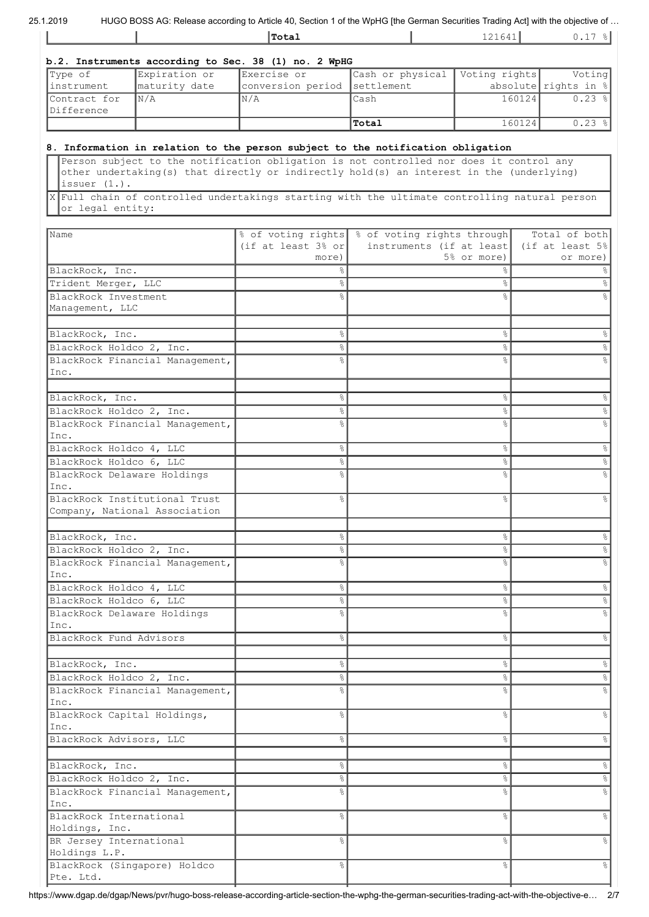| | | Total | | 121641 | 0.17 % |
|---|---|---|---|---|---|

**b.2. Instruments according to Sec. 38 (1) no. 2 WpHG**

| Type of instrument | Expiration or maturity date | Exercise or conversion period | Cash or physical settlement | Voting rights absolute | Voting rights in % |
|---|---|---|---|---|---|
| Contract for Difference | N/A | N/A | Cash | 160124 | 0.23 % |
| | | | Total | 160124 | 0.23 % |

**8. Information in relation to the person subject to the notification obligation**

| | |
|---|---|
| | Person subject to the notification obligation is not controlled nor does it control any other undertaking(s) that directly or indirectly hold(s) an interest in the (underlying) issuer (1.). |
| X | Full chain of controlled undertakings starting with the ultimate controlling natural person or legal entity: |

| Name | % of voting rights (if at least 3% or more) | % of voting rights through instruments (if at least 5% or more) | Total of both (if at least 5% or more) |
|---|---|---|---|
| BlackRock, Inc. | % | % | % |
| Trident Merger, LLC | % | % | % |
| BlackRock Investment Management, LLC | % | % | % |
| | | | |
| BlackRock, Inc. | % | % | % |
| BlackRock Holdco 2, Inc. | % | % | % |
| BlackRock Financial Management, Inc. | % | % | % |
| | | | |
| BlackRock, Inc. | % | % | % |
| BlackRock Holdco 2, Inc. | % | % | % |
| BlackRock Financial Management, Inc. | % | % | % |
| BlackRock Holdco 4, LLC | % | % | % |
| BlackRock Holdco 6, LLC | % | % | % |
| BlackRock Delaware Holdings Inc. | % | % | % |
| BlackRock Institutional Trust Company, National Association | % | % | % |
| | | | |
| BlackRock, Inc. | % | % | % |
| BlackRock Holdco 2, Inc. | % | % | % |
| BlackRock Financial Management, Inc. | % | % | % |
| BlackRock Holdco 4, LLC | % | % | % |
| BlackRock Holdco 6, LLC | % | % | % |
| BlackRock Delaware Holdings Inc. | % | % | % |
| BlackRock Fund Advisors | % | % | % |
| | | | |
| BlackRock, Inc. | % | % | % |
| BlackRock Holdco 2, Inc. | % | % | % |
| BlackRock Financial Management, Inc. | % | % | % |
| BlackRock Capital Holdings, Inc. | % | % | % |
| BlackRock Advisors, LLC | % | % | % |
| | | | |
| BlackRock, Inc. | % | % | % |
| BlackRock Holdco 2, Inc. | % | % | % |
| BlackRock Financial Management, Inc. | % | % | % |
| BlackRock International Holdings, Inc. | % | % | % |
| BR Jersey International Holdings L.P. | % | % | % |
| BlackRock (Singapore) Holdco Pte. Ltd. | % | % | % |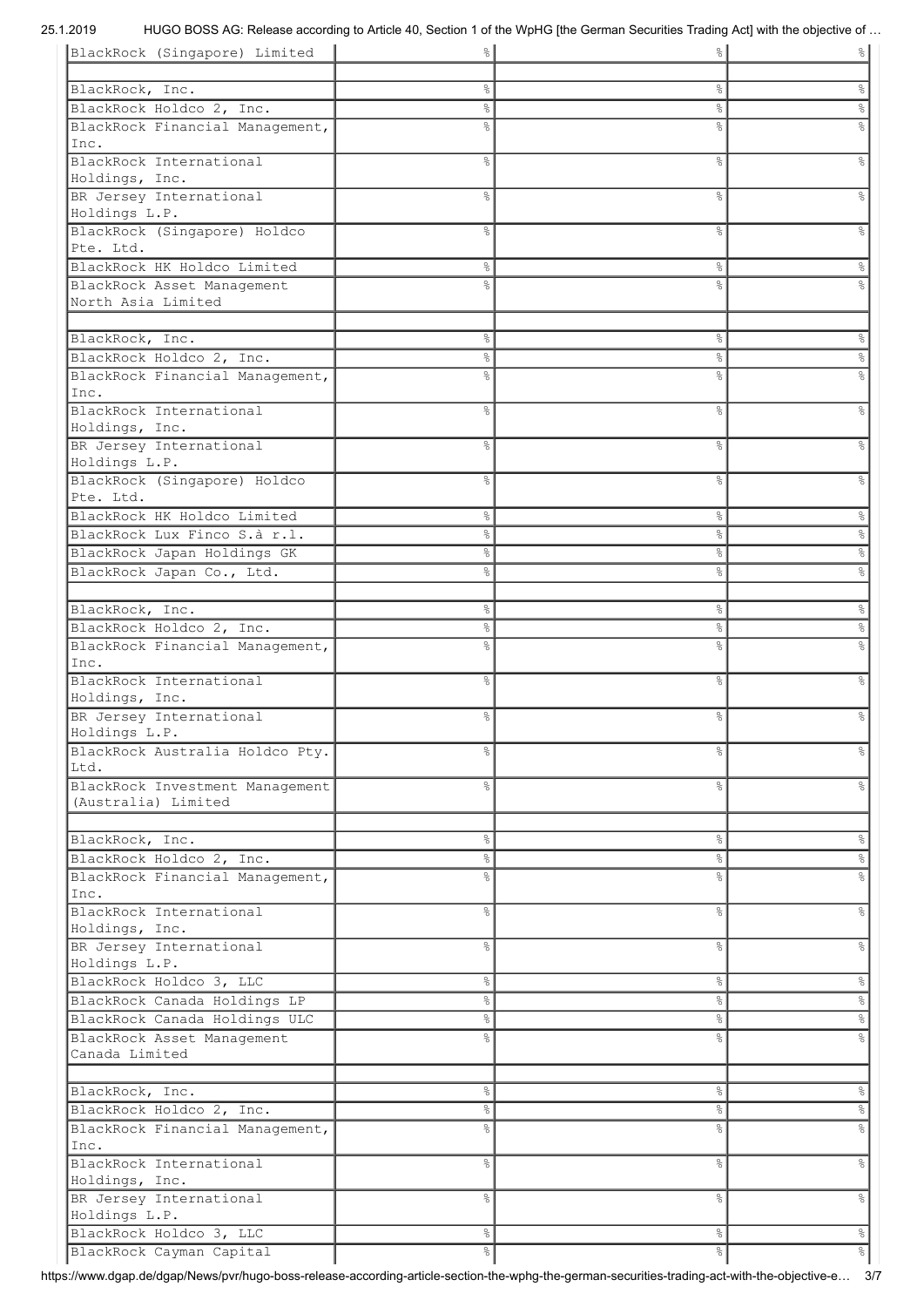| | | | |
|---|---|---|---|
| BlackRock (Singapore) Limited | % | % | % |
| | | | |
| BlackRock, Inc. | % | % | % |
| BlackRock Holdco 2, Inc. | % | % | % |
| BlackRock Financial Management, Inc. | % | % | % |
| BlackRock International Holdings, Inc. | % | % | % |
| BR Jersey International Holdings L.P. | % | % | % |
| BlackRock (Singapore) Holdco Pte. Ltd. | % | % | % |
| BlackRock HK Holdco Limited | % | % | % |
| BlackRock Asset Management North Asia Limited | % | % | % |
| | | | |
| BlackRock, Inc. | % | % | % |
| BlackRock Holdco 2, Inc. | % | % | % |
| BlackRock Financial Management, Inc. | % | % | % |
| BlackRock International Holdings, Inc. | % | % | % |
| BR Jersey International Holdings L.P. | % | % | % |
| BlackRock (Singapore) Holdco Pte. Ltd. | % | % | % |
| BlackRock HK Holdco Limited | % | % | % |
| BlackRock Lux Finco S.à r.l. | % | % | % |
| BlackRock Japan Holdings GK | % | % | % |
| BlackRock Japan Co., Ltd. | % | % | % |
| | | | |
| BlackRock, Inc. | % | % | % |
| BlackRock Holdco 2, Inc. | % | % | % |
| BlackRock Financial Management, Inc. | % | % | % |
| BlackRock International Holdings, Inc. | % | % | % |
| BR Jersey International Holdings L.P. | % | % | % |
| BlackRock Australia Holdco Pty. Ltd. | % | % | % |
| BlackRock Investment Management (Australia) Limited | % | % | % |
| | | | |
| BlackRock, Inc. | % | % | % |
| BlackRock Holdco 2, Inc. | % | % | % |
| BlackRock Financial Management, Inc. | % | % | % |
| BlackRock International Holdings, Inc. | % | % | % |
| BR Jersey International Holdings L.P. | % | % | % |
| BlackRock Holdco 3, LLC | % | % | % |
| BlackRock Canada Holdings LP | % | % | % |
| BlackRock Canada Holdings ULC | % | % | % |
| BlackRock Asset Management Canada Limited | % | % | % |
| | | | |
| BlackRock, Inc. | % | % | % |
| BlackRock Holdco 2, Inc. | % | % | % |
| BlackRock Financial Management, Inc. | % | % | % |
| BlackRock International Holdings, Inc. | % | % | % |
| BR Jersey International Holdings L.P. | % | % | % |
| BlackRock Holdco 3, LLC | % | % | % |
| BlackRock Cayman Capital | % | % | % |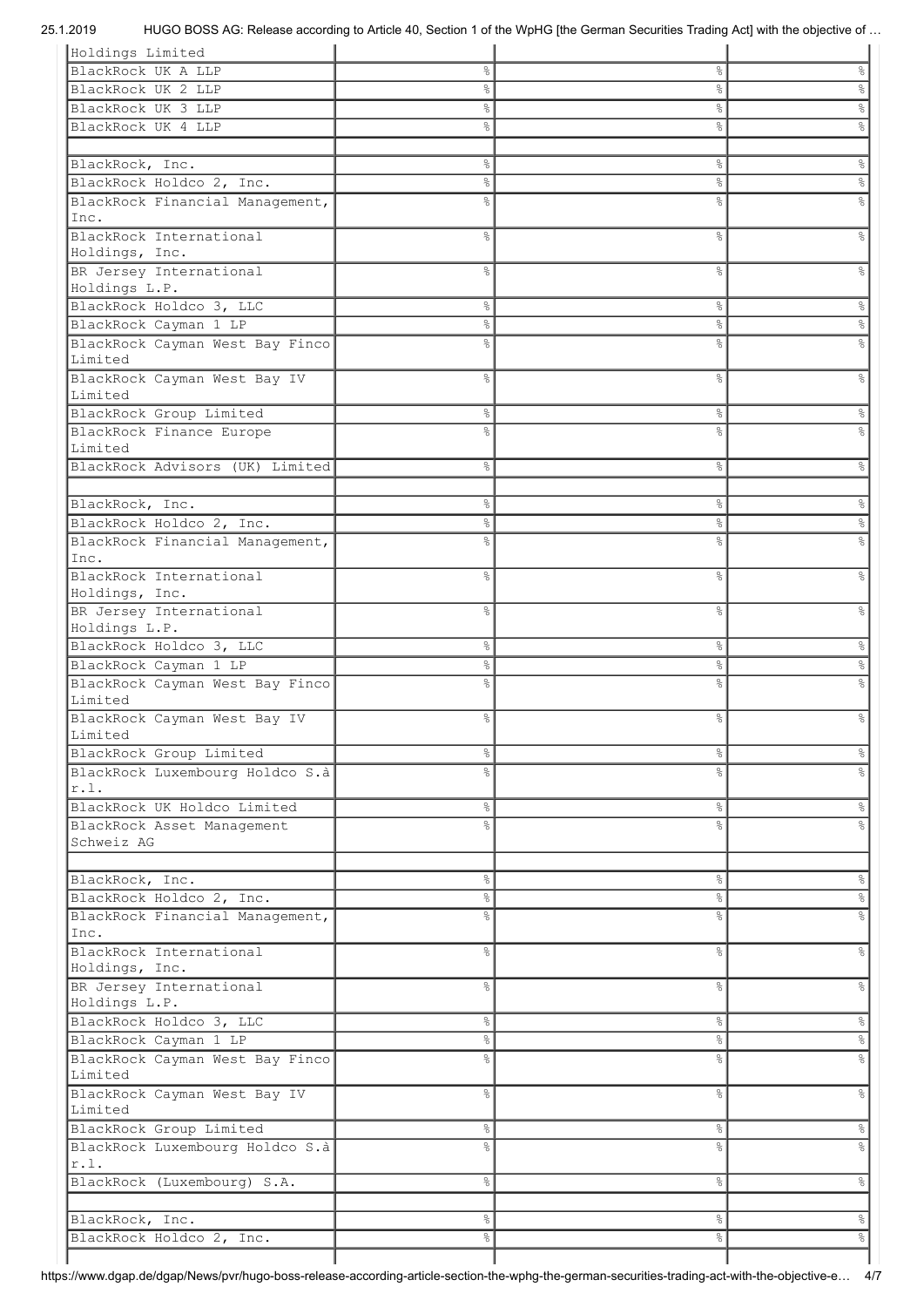| | | | |
|---|---|---|---|
| Holdings Limited | | | |
| BlackRock UK A LLP | % | % | % |
| BlackRock UK 2 LLP | % | % | % |
| BlackRock UK 3 LLP | % | % | % |
| BlackRock UK 4 LLP | % | % | % |
| | | | |
| BlackRock, Inc. | % | % | % |
| BlackRock Holdco 2, Inc. | % | % | % |
| BlackRock Financial Management, Inc. | % | % | % |
| BlackRock International Holdings, Inc. | % | % | % |
| BR Jersey International Holdings L.P. | % | % | % |
| BlackRock Holdco 3, LLC | % | % | % |
| BlackRock Cayman 1 LP | % | % | % |
| BlackRock Cayman West Bay Finco Limited | % | % | % |
| BlackRock Cayman West Bay IV Limited | % | % | % |
| BlackRock Group Limited | % | % | % |
| BlackRock Finance Europe Limited | % | % | % |
| BlackRock Advisors (UK) Limited | % | % | % |
| | | | |
| BlackRock, Inc. | % | % | % |
| BlackRock Holdco 2, Inc. | % | % | % |
| BlackRock Financial Management, Inc. | % | % | % |
| BlackRock International Holdings, Inc. | % | % | % |
| BR Jersey International Holdings L.P. | % | % | % |
| BlackRock Holdco 3, LLC | % | % | % |
| BlackRock Cayman 1 LP | % | % | % |
| BlackRock Cayman West Bay Finco Limited | % | % | % |
| BlackRock Cayman West Bay IV Limited | % | % | % |
| BlackRock Group Limited | % | % | % |
| BlackRock Luxembourg Holdco S.à r.l. | % | % | % |
| BlackRock UK Holdco Limited | % | % | % |
| BlackRock Asset Management Schweiz AG | % | % | % |
| | | | |
| BlackRock, Inc. | % | % | % |
| BlackRock Holdco 2, Inc. | % | % | % |
| BlackRock Financial Management, Inc. | % | % | % |
| BlackRock International Holdings, Inc. | % | % | % |
| BR Jersey International Holdings L.P. | % | % | % |
| BlackRock Holdco 3, LLC | % | % | % |
| BlackRock Cayman 1 LP | % | % | % |
| BlackRock Cayman West Bay Finco Limited | % | % | % |
| BlackRock Cayman West Bay IV Limited | % | % | % |
| BlackRock Group Limited | % | % | % |
| BlackRock Luxembourg Holdco S.à r.l. | % | % | % |
| BlackRock (Luxembourg) S.A. | % | % | % |
| | | | |
| BlackRock, Inc. | % | % | % |
| BlackRock Holdco 2, Inc. | % | % | % |
| | | | |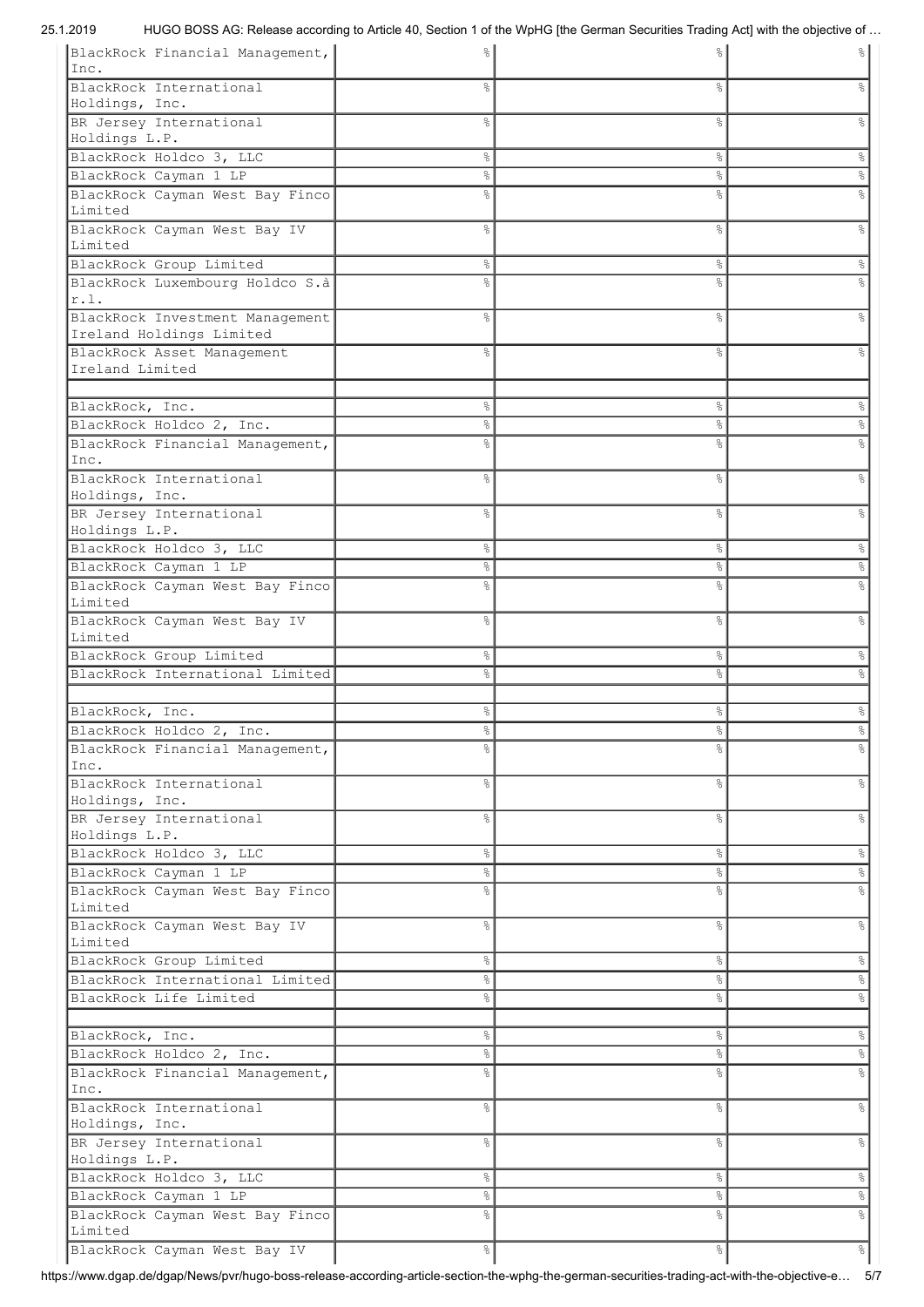| | | | |
|---|---|---|---|
| BlackRock Financial Management, Inc. | % | % | % |
| BlackRock International Holdings, Inc. | % | % | % |
| BR Jersey International Holdings L.P. | % | % | % |
| BlackRock Holdco 3, LLC | % | % | % |
| BlackRock Cayman 1 LP | % | % | % |
| BlackRock Cayman West Bay Finco Limited | % | % | % |
| BlackRock Cayman West Bay IV Limited | % | % | % |
| BlackRock Group Limited | % | % | % |
| BlackRock Luxembourg Holdco S.à r.l. | % | % | % |
| BlackRock Investment Management Ireland Holdings Limited | % | % | % |
| BlackRock Asset Management Ireland Limited | % | % | % |
| | | | |
| BlackRock, Inc. | % | % | % |
| BlackRock Holdco 2, Inc. | % | % | % |
| BlackRock Financial Management, Inc. | % | % | % |
| BlackRock International Holdings, Inc. | % | % | % |
| BR Jersey International Holdings L.P. | % | % | % |
| BlackRock Holdco 3, LLC | % | % | % |
| BlackRock Cayman 1 LP | % | % | % |
| BlackRock Cayman West Bay Finco Limited | % | % | % |
| BlackRock Cayman West Bay IV Limited | % | % | % |
| BlackRock Group Limited | % | % | % |
| BlackRock International Limited | % | % | % |
| | | | |
| BlackRock, Inc. | % | % | % |
| BlackRock Holdco 2, Inc. | % | % | % |
| BlackRock Financial Management, Inc. | % | % | % |
| BlackRock International Holdings, Inc. | % | % | % |
| BR Jersey International Holdings L.P. | % | % | % |
| BlackRock Holdco 3, LLC | % | % | % |
| BlackRock Cayman 1 LP | % | % | % |
| BlackRock Cayman West Bay Finco Limited | % | % | % |
| BlackRock Cayman West Bay IV Limited | % | % | % |
| BlackRock Group Limited | % | % | % |
| BlackRock International Limited | % | % | % |
| BlackRock Life Limited | % | % | % |
| | | | |
| BlackRock, Inc. | % | % | % |
| BlackRock Holdco 2, Inc. | % | % | % |
| BlackRock Financial Management, Inc. | % | % | % |
| BlackRock International Holdings, Inc. | % | % | % |
| BR Jersey International Holdings L.P. | % | % | % |
| BlackRock Holdco 3, LLC | % | % | % |
| BlackRock Cayman 1 LP | % | % | % |
| BlackRock Cayman West Bay Finco Limited | % | % | % |
| BlackRock Cayman West Bay IV | % | % | % |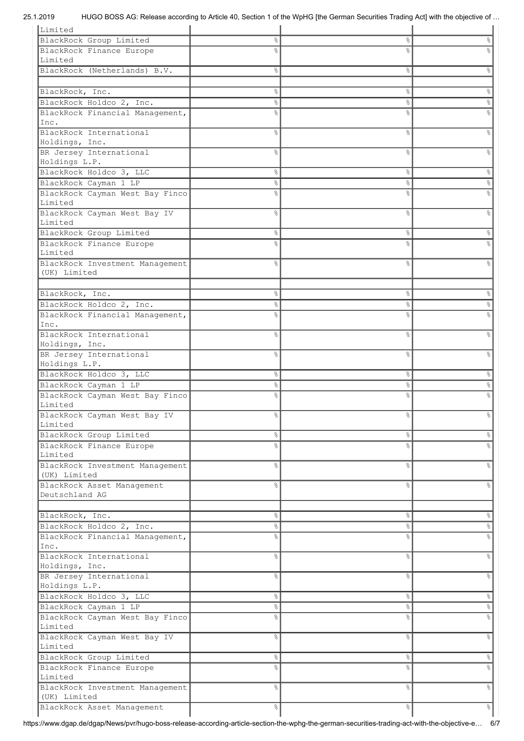| | | | |
|---|---|---|---|
| Limited | | | |
| BlackRock Group Limited | % | % | % |
| BlackRock Finance Europe Limited | % | % | % |
| BlackRock (Netherlands) B.V. | % | % | % |
| | | | |
| BlackRock, Inc. | % | % | % |
| BlackRock Holdco 2, Inc. | % | % | % |
| BlackRock Financial Management, Inc. | % | % | % |
| BlackRock International Holdings, Inc. | % | % | % |
| BR Jersey International Holdings L.P. | % | % | % |
| BlackRock Holdco 3, LLC | % | % | % |
| BlackRock Cayman 1 LP | % | % | % |
| BlackRock Cayman West Bay Finco Limited | % | % | % |
| BlackRock Cayman West Bay IV Limited | % | % | % |
| BlackRock Group Limited | % | % | % |
| BlackRock Finance Europe Limited | % | % | % |
| BlackRock Investment Management (UK) Limited | % | % | % |
| | | | |
| BlackRock, Inc. | % | % | % |
| BlackRock Holdco 2, Inc. | % | % | % |
| BlackRock Financial Management, Inc. | % | % | % |
| BlackRock International Holdings, Inc. | % | % | % |
| BR Jersey International Holdings L.P. | % | % | % |
| BlackRock Holdco 3, LLC | % | % | % |
| BlackRock Cayman 1 LP | % | % | % |
| BlackRock Cayman West Bay Finco Limited | % | % | % |
| BlackRock Cayman West Bay IV Limited | % | % | % |
| BlackRock Group Limited | % | % | % |
| BlackRock Finance Europe Limited | % | % | % |
| BlackRock Investment Management (UK) Limited | % | % | % |
| BlackRock Asset Management Deutschland AG | % | % | % |
| | | | |
| BlackRock, Inc. | % | % | % |
| BlackRock Holdco 2, Inc. | % | % | % |
| BlackRock Financial Management, Inc. | % | % | % |
| BlackRock International Holdings, Inc. | % | % | % |
| BR Jersey International Holdings L.P. | % | % | % |
| BlackRock Holdco 3, LLC | % | % | % |
| BlackRock Cayman 1 LP | % | % | % |
| BlackRock Cayman West Bay Finco Limited | % | % | % |
| BlackRock Cayman West Bay IV Limited | % | % | % |
| BlackRock Group Limited | % | % | % |
| BlackRock Finance Europe Limited | % | % | % |
| BlackRock Investment Management (UK) Limited | % | % | % |
| BlackRock Asset Management | % | % | % |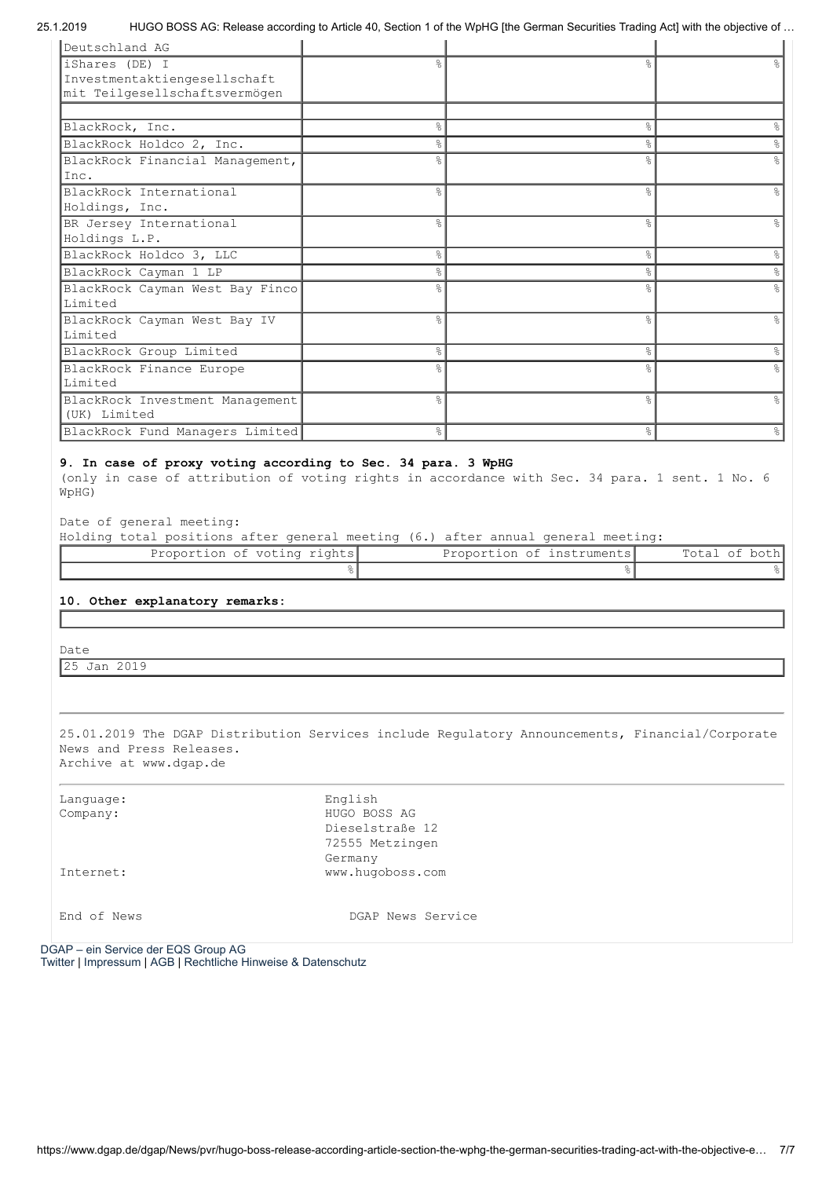| | | | |
|---|---|---|---|
| Deutschland AG | | | |
| iShares (DE) I Investmentaktiengesellschaft mit Teilgesellschaftsvermögen | % | % | % |
| | | | |
| BlackRock, Inc. | % | % | % |
| BlackRock Holdco 2, Inc. | % | % | % |
| BlackRock Financial Management, Inc. | % | % | % |
| BlackRock International Holdings, Inc. | % | % | % |
| BR Jersey International Holdings L.P. | % | % | % |
| BlackRock Holdco 3, LLC | % | % | % |
| BlackRock Cayman 1 LP | % | % | % |
| BlackRock Cayman West Bay Finco Limited | % | % | % |
| BlackRock Cayman West Bay IV Limited | % | % | % |
| BlackRock Group Limited | % | % | % |
| BlackRock Finance Europe Limited | % | % | % |
| BlackRock Investment Management (UK) Limited | % | % | % |
| BlackRock Fund Managers Limited | % | % | % |

**9. In case of proxy voting according to Sec. 34 para. 3 WpHG**
(only in case of attribution of voting rights in accordance with Sec. 34 para. 1 sent. 1 No. 6 WpHG)

Date of general meeting:
Holding total positions after general meeting (6.) after annual general meeting:

| Proportion of voting rights | Proportion of instruments | Total of both |
|---|---|---|
| % | % | % |

**10. Other explanatory remarks:**

Date
25 Jan 2019

25.01.2019 The DGAP Distribution Services include Regulatory Announcements, Financial/Corporate News and Press Releases.
Archive at www.dgap.de

| | |
|---|---|
| Language: | English |
| Company: | HUGO BOSS AG<br>Dieselstraße 12<br>72555 Metzingen<br>Germany |
| Internet: | www.hugoboss.com |

End of News DGAP News Service

DGAP – ein Service der EQS Group AG
Twitter | Impressum | AGB | Rechtliche Hinweise & Datenschutz